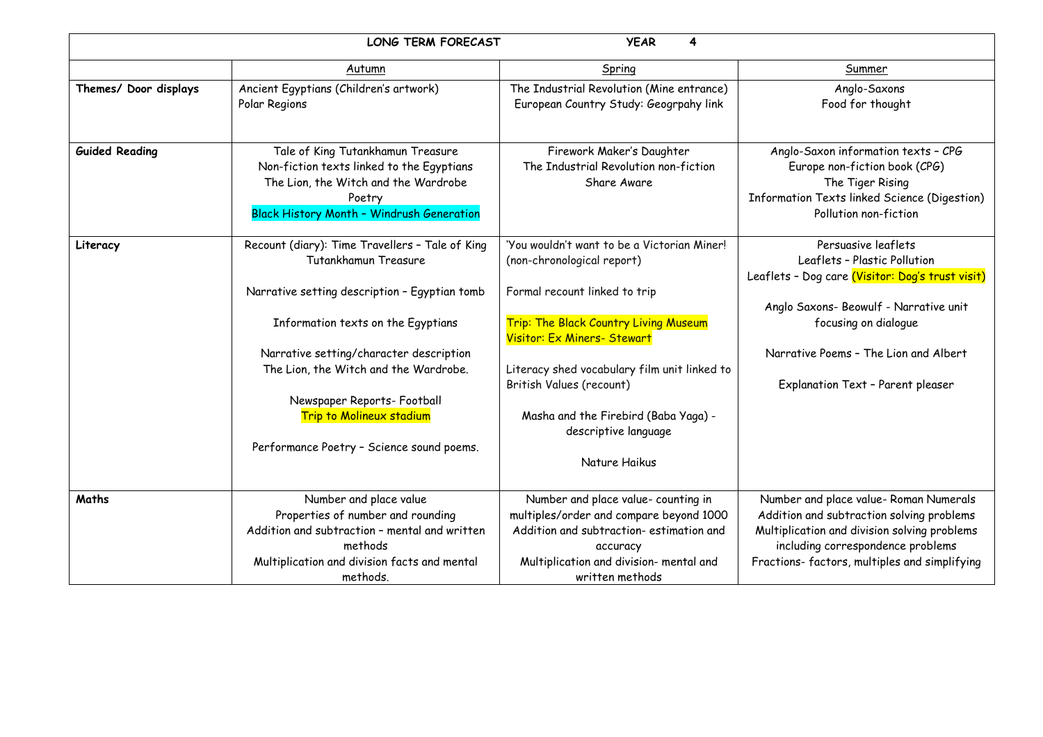| LONG TERM FORECAST YEAR 4 | | | |
|---|---|---|---|
| | Autumn | Spring | Summer |
| **Themes/ Door displays** | Ancient Egyptians (Children's artwork)<br>Polar Regions | The Industrial Revolution (Mine entrance)<br>European Country Study: Geogrpahy link | Anglo-Saxons<br>Food for thought |
| **Guided Reading** | Tale of King Tutankhamun Treasure<br>Non-fiction texts linked to the Egyptians<br>The Lion, the Witch and the Wardrobe<br>Poetry<br>Black History Month – Windrush Generation | Firework Maker's Daughter<br>The Industrial Revolution non-fiction<br>Share Aware | Anglo-Saxon information texts – CPG<br>Europe non-fiction book (CPG)<br>The Tiger Rising<br>Information Texts linked Science (Digestion)<br>Pollution non-fiction |
| **Literacy** | Recount (diary): Time Travellers – Tale of King Tutankhamun Treasure<br><br>Narrative setting description – Egyptian tomb<br><br>Information texts on the Egyptians<br><br>Narrative setting/character description<br>The Lion, the Witch and the Wardrobe.<br><br>Newspaper Reports- Football<br>Trip to Molineux stadium<br><br>Performance Poetry – Science sound poems. | 'You wouldn't want to be a Victorian Miner! (non-chronological report)<br><br>Formal recount linked to trip<br><br>Trip: The Black Country Living Museum<br>Visitor: Ex Miners- Stewart<br><br>Literacy shed vocabulary film unit linked to British Values (recount)<br><br>Masha and the Firebird (Baba Yaga) - descriptive language<br><br>Nature Haikus | Persuasive leaflets<br>Leaflets – Plastic Pollution<br>Leaflets – Dog care (Visitor: Dog's trust visit)<br><br>Anglo Saxons- Beowulf - Narrative unit focusing on dialogue<br><br>Narrative Poems – The Lion and Albert<br><br>Explanation Text – Parent pleaser |
| **Maths** | Number and place value<br>Properties of number and rounding<br>Addition and subtraction – mental and written methods<br>Multiplication and division facts and mental methods. | Number and place value- counting in multiples/order and compare beyond 1000<br>Addition and subtraction- estimation and accuracy<br>Multiplication and division- mental and written methods | Number and place value- Roman Numerals<br>Addition and subtraction solving problems<br>Multiplication and division solving problems including correspondence problems<br>Fractions- factors, multiples and simplifying |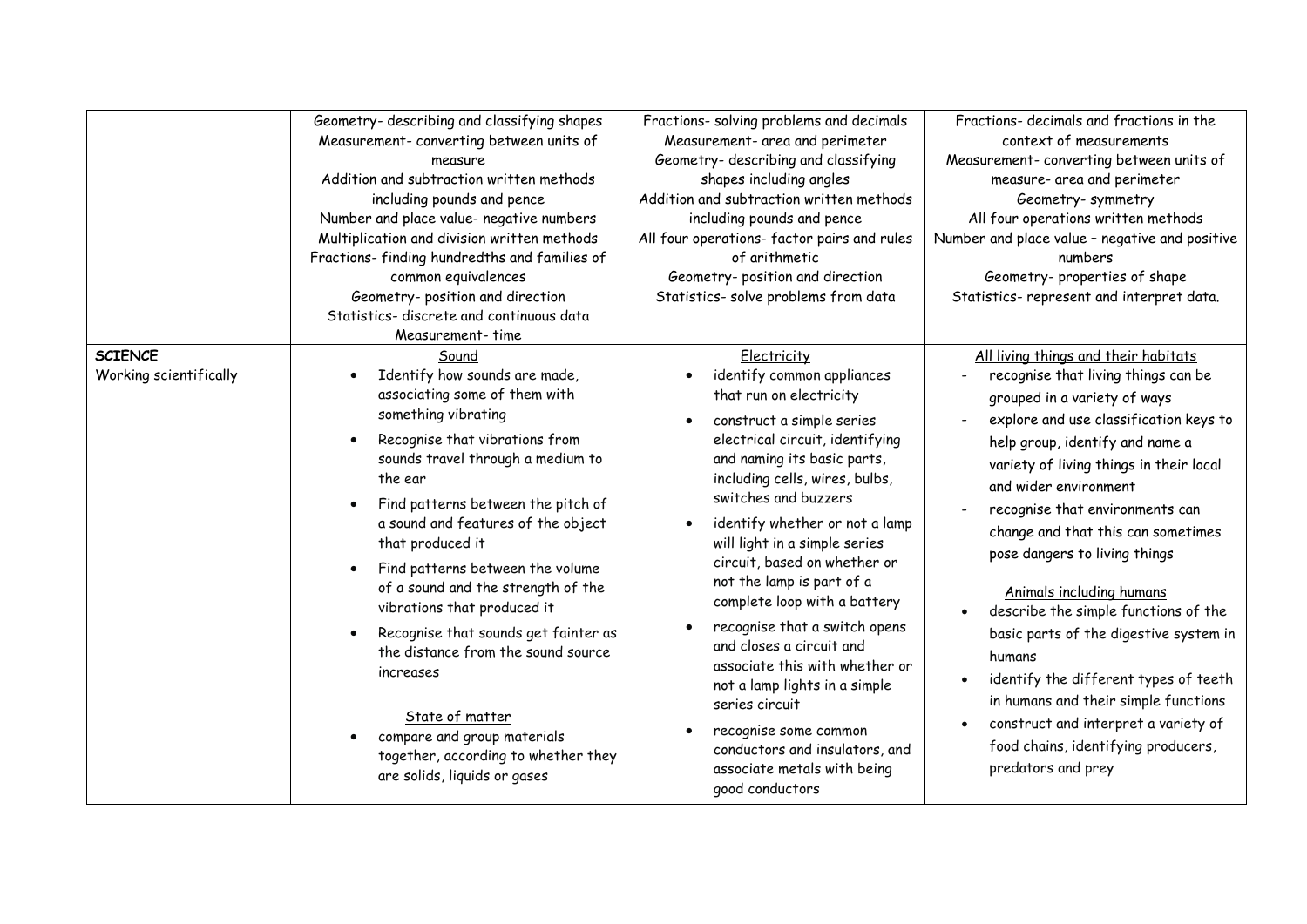| | | | |
|---|---|---|---|
| | Geometry- describing and classifying shapes<br>Measurement- converting between units of measure<br>Addition and subtraction written methods including pounds and pence<br>Number and place value- negative numbers<br>Multiplication and division written methods<br>Fractions- finding hundredths and families of common equivalences<br>Geometry- position and direction<br>Statistics- discrete and continuous data<br>Measurement- time | Fractions- solving problems and decimals<br>Measurement- area and perimeter<br>Geometry- describing and classifying shapes including angles<br>Addition and subtraction written methods including pounds and pence<br>All four operations- factor pairs and rules of arithmetic<br>Geometry- position and direction<br>Statistics- solve problems from data | Fractions- decimals and fractions in the context of measurements<br>Measurement- converting between units of measure- area and perimeter<br>Geometry- symmetry<br>All four operations written methods<br>Number and place value – negative and positive numbers<br>Geometry- properties of shape<br>Statistics- represent and interpret data. |
| **SCIENCE**<br>Working scientifically | <u>Sound</u><br>• Identify how sounds are made, associating some of them with something vibrating<br>• Recognise that vibrations from sounds travel through a medium to the ear<br>• Find patterns between the pitch of a sound and features of the object that produced it<br>• Find patterns between the volume of a sound and the strength of the vibrations that produced it<br>• Recognise that sounds get fainter as the distance from the sound source increases<br><br><u>State of matter</u><br>• compare and group materials together, according to whether they are solids, liquids or gases | <u>Electricity</u><br>• identify common appliances that run on electricity<br>• construct a simple series electrical circuit, identifying and naming its basic parts, including cells, wires, bulbs, switches and buzzers<br>• identify whether or not a lamp will light in a simple series circuit, based on whether or not the lamp is part of a complete loop with a battery<br>• recognise that a switch opens and closes a circuit and associate this with whether or not a lamp lights in a simple series circuit<br>• recognise some common conductors and insulators, and associate metals with being good conductors | <u>All living things and their habitats</u><br>- recognise that living things can be grouped in a variety of ways<br>- explore and use classification keys to help group, identify and name a variety of living things in their local and wider environment<br>- recognise that environments can change and that this can sometimes pose dangers to living things<br><br><u>Animals including humans</u><br>• describe the simple functions of the basic parts of the digestive system in humans<br>• identify the different types of teeth in humans and their simple functions<br>• construct and interpret a variety of food chains, identifying producers, predators and prey |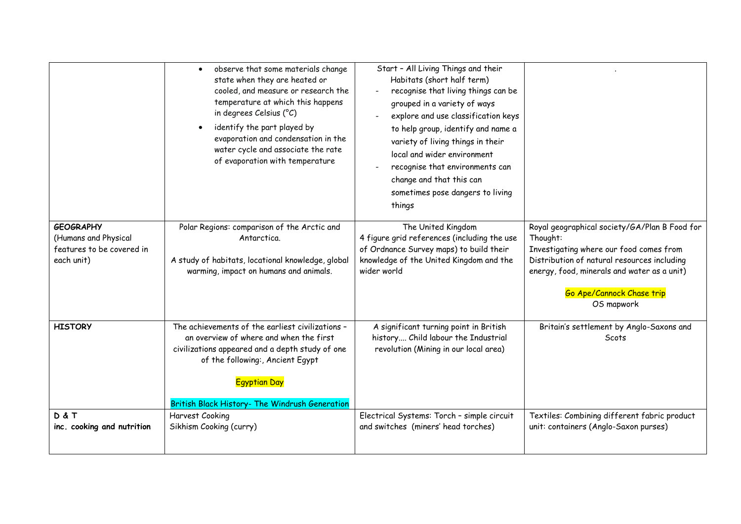| | | | |
|---|---|---|---|
| | • observe that some materials change state when they are heated or cooled, and measure or research the temperature at which this happens in degrees Celsius (°C)<br>• identify the part played by evaporation and condensation in the water cycle and associate the rate of evaporation with temperature | Start – All Living Things and their Habitats (short half term)<br>- recognise that living things can be grouped in a variety of ways<br>- explore and use classification keys to help group, identify and name a variety of living things in their local and wider environment<br>- recognise that environments can change and that this can sometimes pose dangers to living things | . |
| **GEOGRAPHY** (Humans and Physical features to be covered in each unit) | Polar Regions: comparison of the Arctic and Antarctica.<br><br>A study of habitats, locational knowledge, global warming, impact on humans and animals. | The United Kingdom<br>4 figure grid references (including the use of Ordnance Survey maps) to build their knowledge of the United Kingdom and the wider world | Royal geographical society/GA/Plan B Food for Thought:<br>Investigating where our food comes from<br>Distribution of natural resources including energy, food, minerals and water as a unit)<br><br>Go Ape/Cannock Chase trip<br>OS mapwork |
| **HISTORY** | The achievements of the earliest civilizations – an overview of where and when the first civilizations appeared and a depth study of one of the following:, Ancient Egypt<br><br>Egyptian Day<br><br>British Black History- The Windrush Generation | A significant turning point in British history.... Child labour the Industrial revolution (Mining in our local area) | Britain's settlement by Anglo-Saxons and Scots |
| **D & T inc. cooking and nutrition** | Harvest Cooking<br>Sikhism Cooking (curry) | Electrical Systems: Torch – simple circuit and switches (miners' head torches) | Textiles: Combining different fabric product unit: containers (Anglo-Saxon purses) |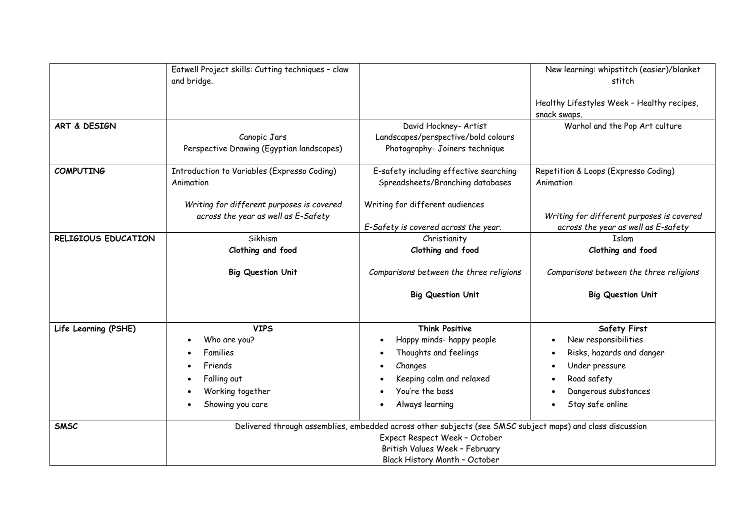| | | | |
|---|---|---|---|
| | Eatwell Project skills: Cutting techniques – claw and bridge. | | New learning: whipstitch (easier)/blanket stitch<br><br>Healthy Lifestyles Week – Healthy recipes, snack swaps. |
| **ART & DESIGN** | Canopic Jars<br>Perspective Drawing (Egyptian landscapes) | David Hockney- Artist<br>Landscapes/perspective/bold colours<br>Photography- Joiners technique | Warhol and the Pop Art culture |
| **COMPUTING** | Introduction to Variables (Expresso Coding)<br>Animation<br><br>*Writing for different purposes is covered across the year as well as E-Safety* | E-safety including effective searching<br>Spreadsheets/Branching databases<br><br>Writing for different audiences<br><br>*E-Safety is covered across the year.* | Repetition & Loops (Expresso Coding)<br>Animation<br><br>*Writing for different purposes is covered across the year as well as E-safety* |
| **RELIGIOUS EDUCATION** | Sikhism<br>**Clothing and food**<br><br>**Big Question Unit** | Christianity<br>**Clothing and food**<br><br>*Comparisons between the three religions*<br><br>**Big Question Unit** | Islam<br>**Clothing and food**<br><br>*Comparisons between the three religions*<br><br>**Big Question Unit** |
| **Life Learning (PSHE)** | **VIPS**<br>• Who are you?<br>• Families<br>• Friends<br>• Falling out<br>• Working together<br>• Showing you care | **Think Positive**<br>• Happy minds- happy people<br>• Thoughts and feelings<br>• Changes<br>• Keeping calm and relaxed<br>• You're the boss<br>• Always learning | **Safety First**<br>• New responsibilities<br>• Risks, hazards and danger<br>• Under pressure<br>• Road safety<br>• Dangerous substances<br>• Stay safe online |
| **SMSC** | Delivered through assemblies, embedded across other subjects (see SMSC subject maps) and class discussion<br>Expect Respect Week – October<br>British Values Week – February<br>Black History Month – October | | |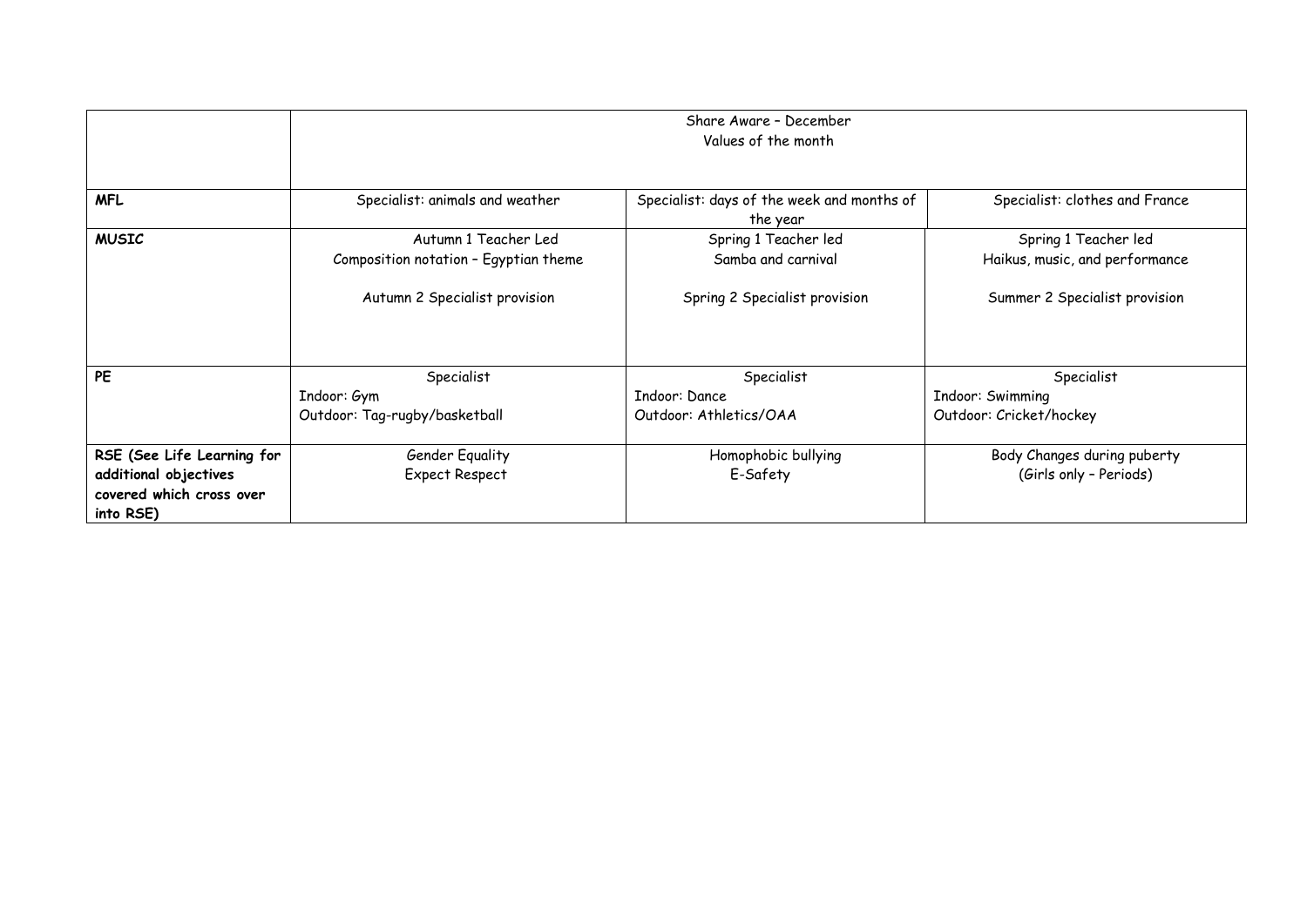| | | | |
|---|---|---|---|
| | Share Aware – December<br>Values of the month | | |
| **MFL** | Specialist: animals and weather | Specialist: days of the week and months of the year | Specialist: clothes and France |
| **MUSIC** | Autumn 1 Teacher Led<br>Composition notation – Egyptian theme<br><br>Autumn 2 Specialist provision | Spring 1 Teacher led<br>Samba and carnival<br><br>Spring 2 Specialist provision | Spring 1 Teacher led<br>Haikus, music, and performance<br><br>Summer 2 Specialist provision |
| **PE** | Specialist<br>Indoor: Gym<br>Outdoor: Tag-rugby/basketball | Specialist<br>Indoor: Dance<br>Outdoor: Athletics/OAA | Specialist<br>Indoor: Swimming<br>Outdoor: Cricket/hockey |
| **RSE (See Life Learning for additional objectives covered which cross over into RSE)** | Gender Equality<br>Expect Respect | Homophobic bullying<br>E-Safety | Body Changes during puberty<br>(Girls only – Periods) |